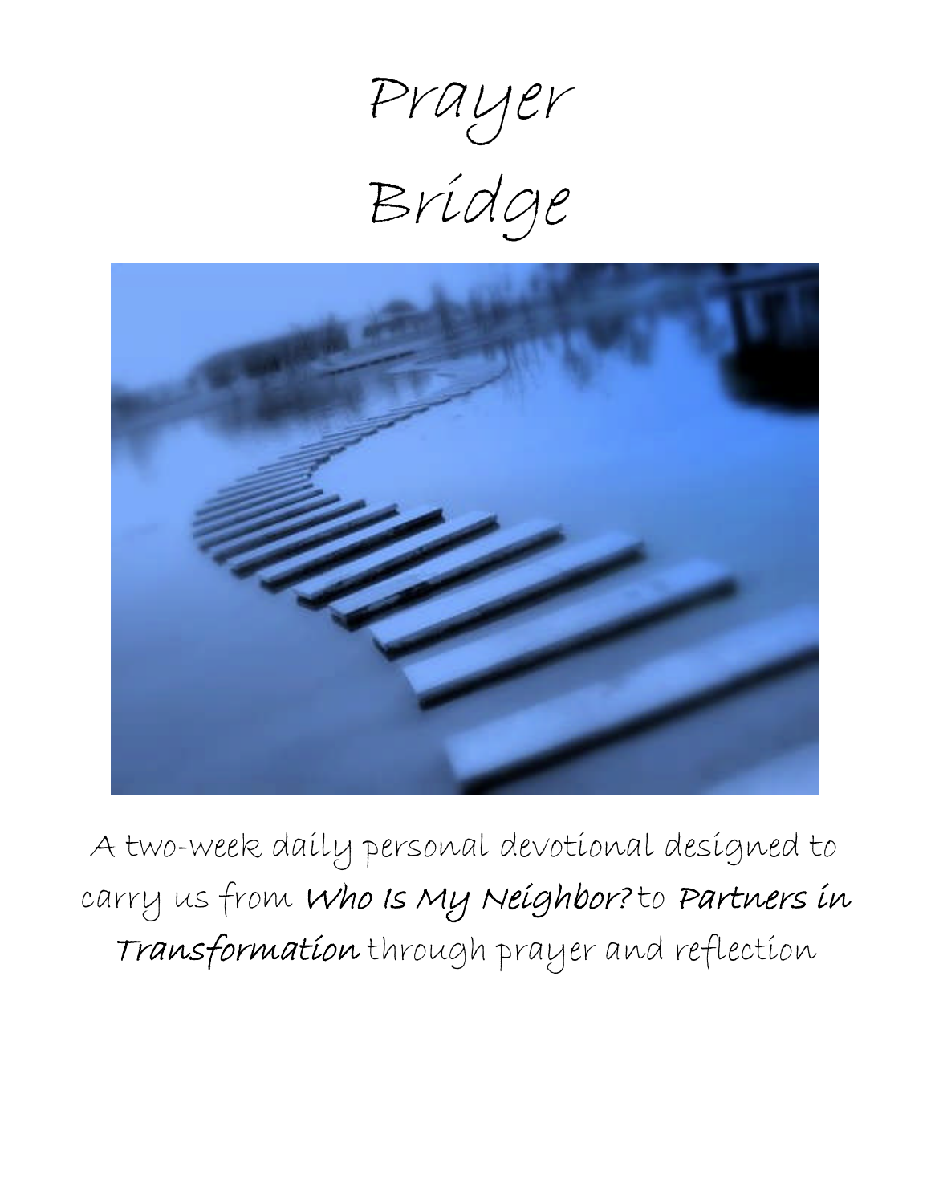# Prayer Bridge

A two-week daily personal devotional designed to carry us from ***Who Is My Neighbor?*** to ***Partners in Transformation*** through prayer and reflection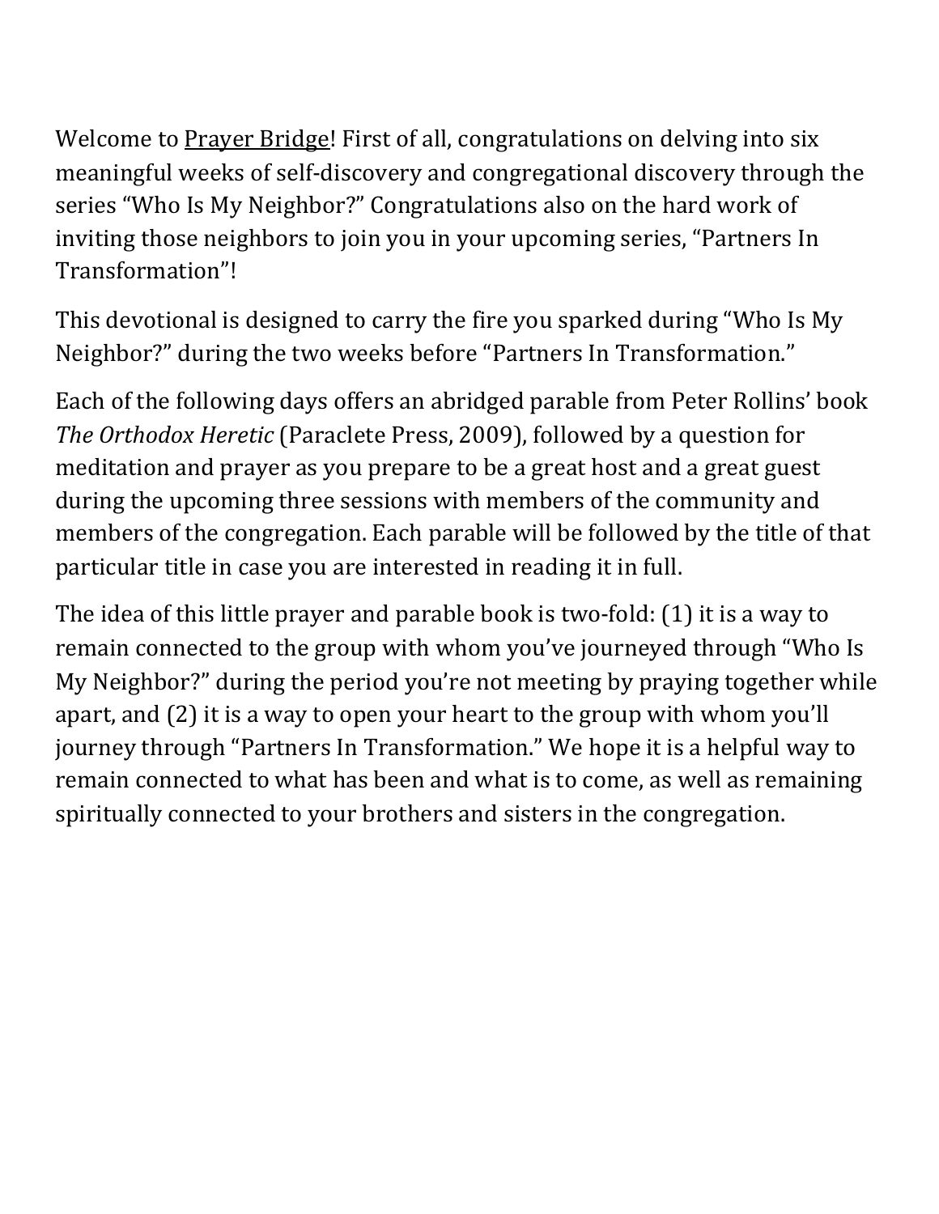Welcome to <u>Prayer Bridge</u>! First of all, congratulations on delving into six meaningful weeks of self-discovery and congregational discovery through the series “Who Is My Neighbor?” Congratulations also on the hard work of inviting those neighbors to join you in your upcoming series, “Partners In Transformation”!

This devotional is designed to carry the fire you sparked during “Who Is My Neighbor?” during the two weeks before “Partners In Transformation.”

Each of the following days offers an abridged parable from Peter Rollins’ book *The Orthodox Heretic* (Paraclete Press, 2009), followed by a question for meditation and prayer as you prepare to be a great host and a great guest during the upcoming three sessions with members of the community and members of the congregation. Each parable will be followed by the title of that particular title in case you are interested in reading it in full.

The idea of this little prayer and parable book is two-fold: (1) it is a way to remain connected to the group with whom you’ve journeyed through “Who Is My Neighbor?” during the period you’re not meeting by praying together while apart, and (2) it is a way to open your heart to the group with whom you’ll journey through “Partners In Transformation.” We hope it is a helpful way to remain connected to what has been and what is to come, as well as remaining spiritually connected to your brothers and sisters in the congregation.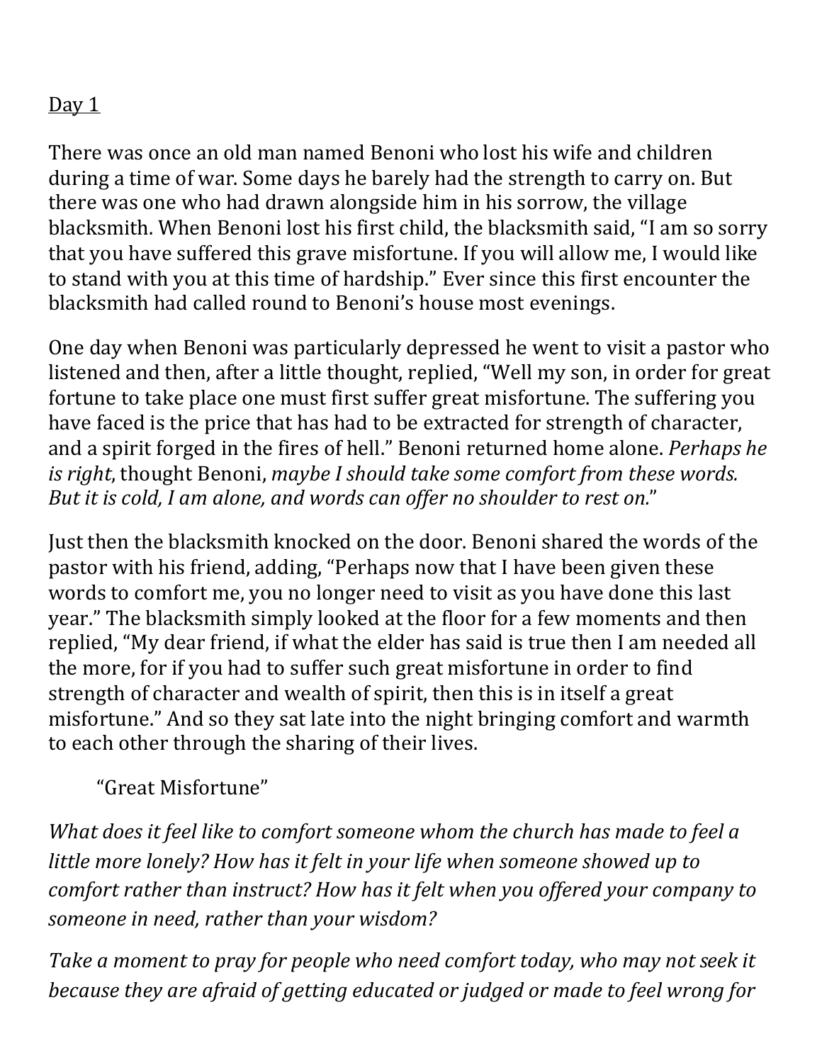Day 1

There was once an old man named Benoni who lost his wife and children during a time of war. Some days he barely had the strength to carry on. But there was one who had drawn alongside him in his sorrow, the village blacksmith. When Benoni lost his first child, the blacksmith said, "I am so sorry that you have suffered this grave misfortune. If you will allow me, I would like to stand with you at this time of hardship." Ever since this first encounter the blacksmith had called round to Benoni's house most evenings.

One day when Benoni was particularly depressed he went to visit a pastor who listened and then, after a little thought, replied, "Well my son, in order for great fortune to take place one must first suffer great misfortune. The suffering you have faced is the price that has had to be extracted for strength of character, and a spirit forged in the fires of hell." Benoni returned home alone. *Perhaps he is right*, thought Benoni, *maybe I should take some comfort from these words. But it is cold, I am alone, and words can offer no shoulder to rest on.*"

Just then the blacksmith knocked on the door. Benoni shared the words of the pastor with his friend, adding, "Perhaps now that I have been given these words to comfort me, you no longer need to visit as you have done this last year." The blacksmith simply looked at the floor for a few moments and then replied, "My dear friend, if what the elder has said is true then I am needed all the more, for if you had to suffer such great misfortune in order to find strength of character and wealth of spirit, then this is in itself a great misfortune." And so they sat late into the night bringing comfort and warmth to each other through the sharing of their lives.

"Great Misfortune"

*What does it feel like to comfort someone whom the church has made to feel a little more lonely? How has it felt in your life when someone showed up to comfort rather than instruct? How has it felt when you offered your company to someone in need, rather than your wisdom?*

*Take a moment to pray for people who need comfort today, who may not seek it because they are afraid of getting educated or judged or made to feel wrong for*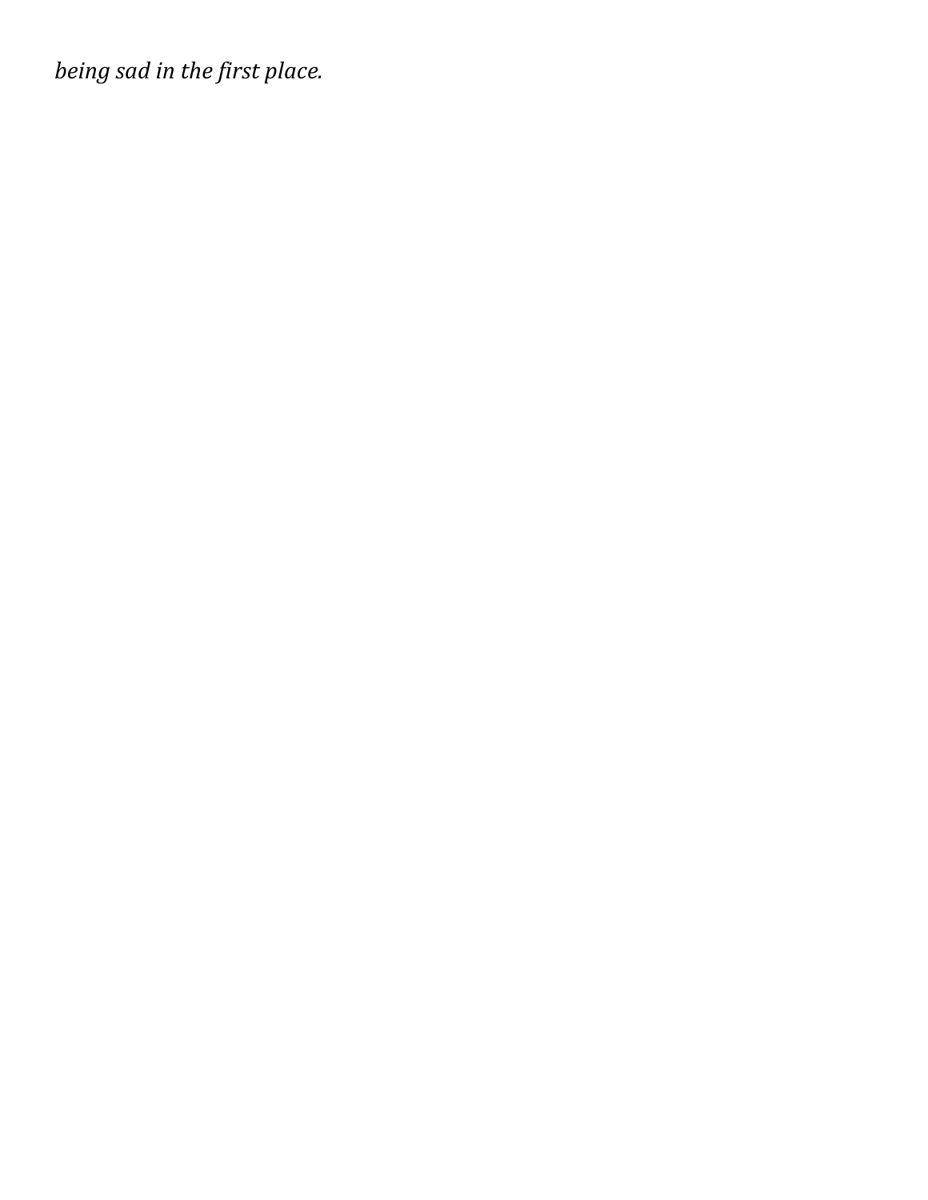*being sad in the first place.*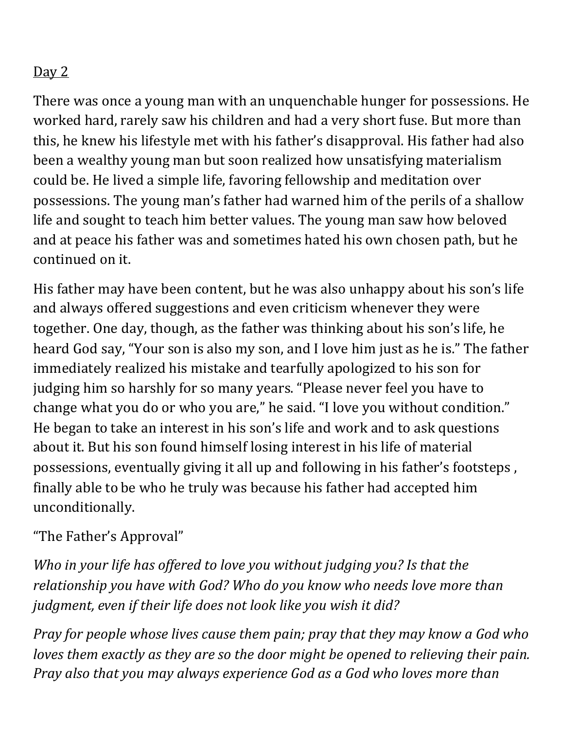<u>Day 2</u>

There was once a young man with an unquenchable hunger for possessions. He worked hard, rarely saw his children and had a very short fuse. But more than this, he knew his lifestyle met with his father's disapproval. His father had also been a wealthy young man but soon realized how unsatisfying materialism could be. He lived a simple life, favoring fellowship and meditation over possessions. The young man's father had warned him of the perils of a shallow life and sought to teach him better values. The young man saw how beloved and at peace his father was and sometimes hated his own chosen path, but he continued on it.

His father may have been content, but he was also unhappy about his son's life and always offered suggestions and even criticism whenever they were together. One day, though, as the father was thinking about his son's life, he heard God say, "Your son is also my son, and I love him just as he is." The father immediately realized his mistake and tearfully apologized to his son for judging him so harshly for so many years. "Please never feel you have to change what you do or who you are," he said. "I love you without condition." He began to take an interest in his son's life and work and to ask questions about it. But his son found himself losing interest in his life of material possessions, eventually giving it all up and following in his father's footsteps , finally able to be who he truly was because his father had accepted him unconditionally.

"The Father's Approval"

*Who in your life has offered to love you without judging you? Is that the relationship you have with God? Who do you know who needs love more than judgment, even if their life does not look like you wish it did?*

*Pray for people whose lives cause them pain; pray that they may know a God who loves them exactly as they are so the door might be opened to relieving their pain. Pray also that you may always experience God as a God who loves more than*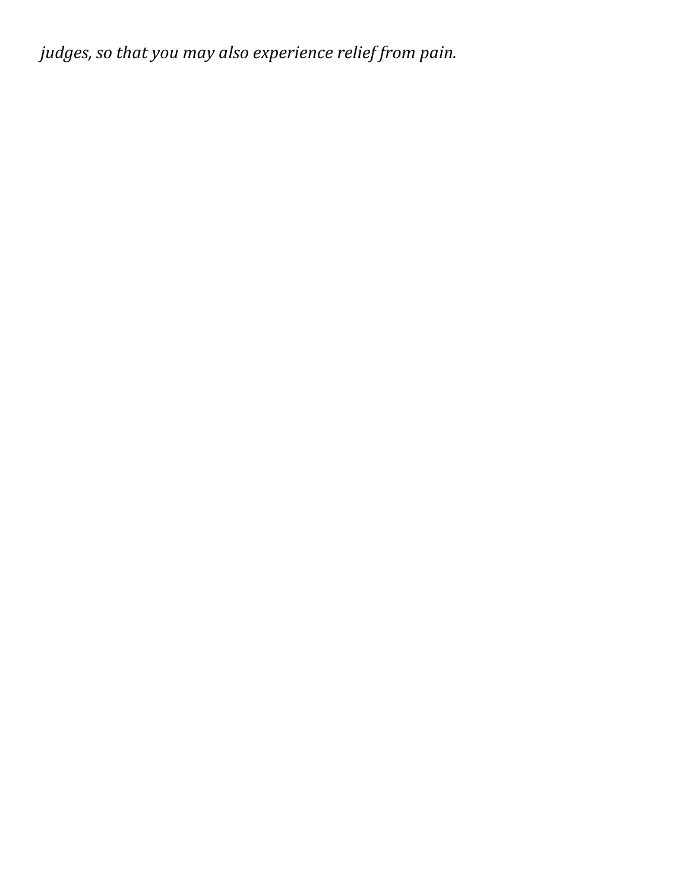*judges, so that you may also experience relief from pain.*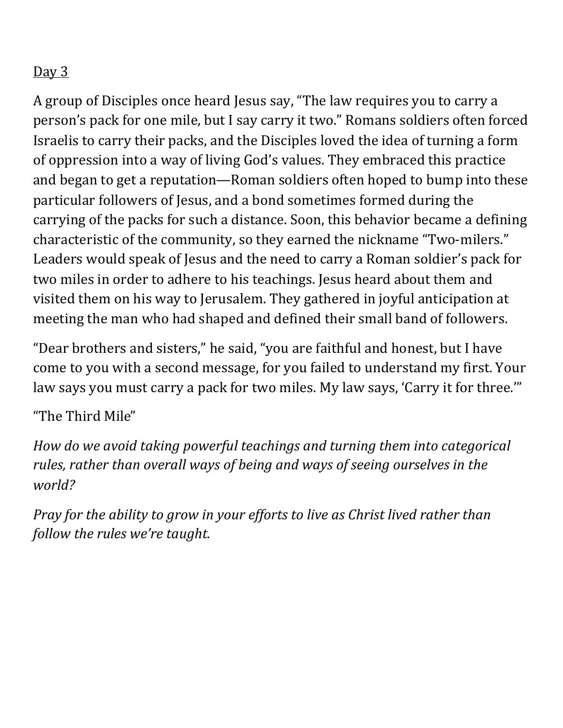<u>Day 3</u>

A group of Disciples once heard Jesus say, "The law requires you to carry a person's pack for one mile, but I say carry it two." Romans soldiers often forced Israelis to carry their packs, and the Disciples loved the idea of turning a form of oppression into a way of living God's values. They embraced this practice and began to get a reputation—Roman soldiers often hoped to bump into these particular followers of Jesus, and a bond sometimes formed during the carrying of the packs for such a distance. Soon, this behavior became a defining characteristic of the community, so they earned the nickname "Two-milers." Leaders would speak of Jesus and the need to carry a Roman soldier's pack for two miles in order to adhere to his teachings. Jesus heard about them and visited them on his way to Jerusalem. They gathered in joyful anticipation at meeting the man who had shaped and defined their small band of followers.

"Dear brothers and sisters," he said, "you are faithful and honest, but I have come to you with a second message, for you failed to understand my first. Your law says you must carry a pack for two miles. My law says, 'Carry it for three.'"

"The Third Mile"

*How do we avoid taking powerful teachings and turning them into categorical rules, rather than overall ways of being and ways of seeing ourselves in the world?*

*Pray for the ability to grow in your efforts to live as Christ lived rather than follow the rules we're taught.*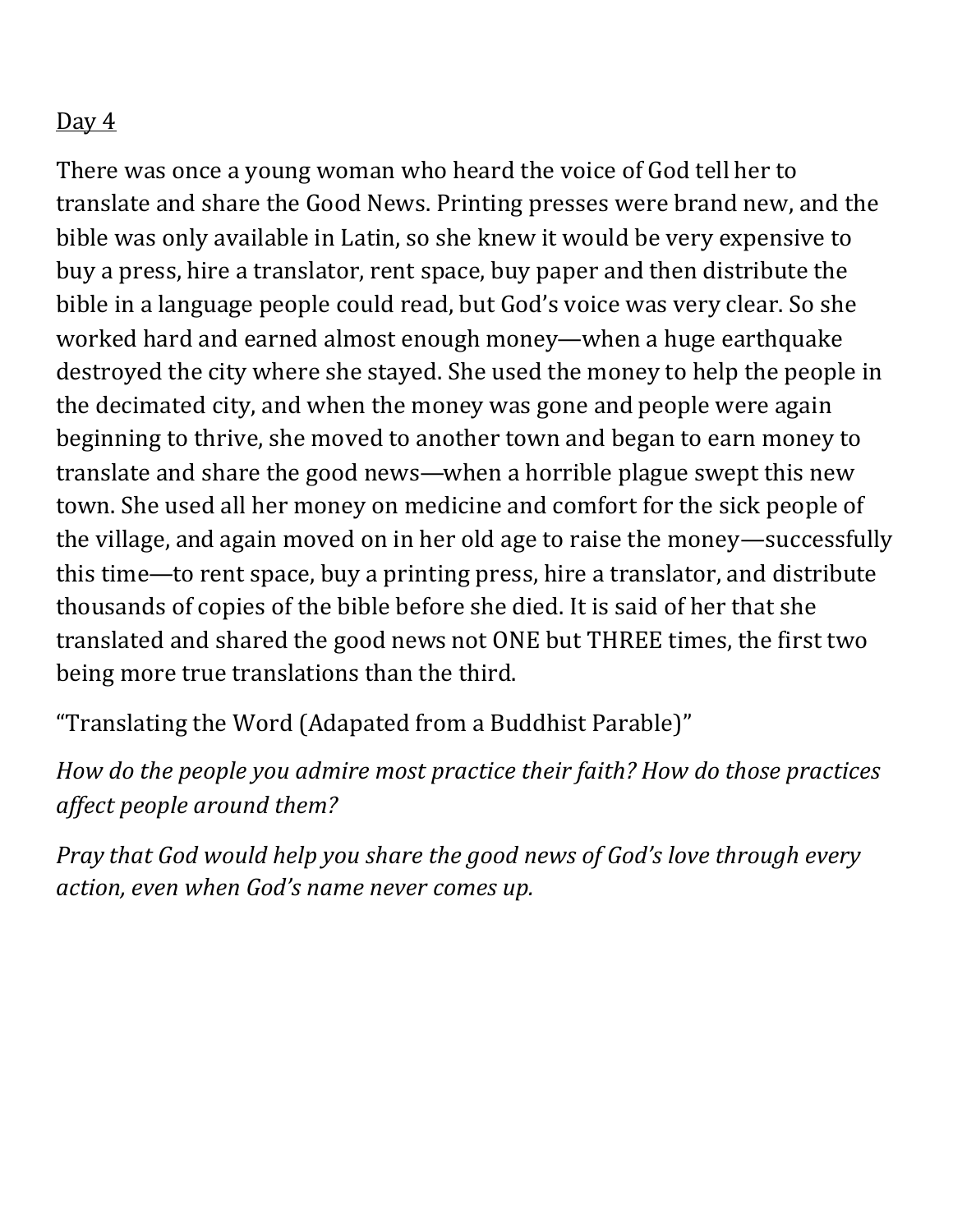Day 4

There was once a young woman who heard the voice of God tell her to translate and share the Good News. Printing presses were brand new, and the bible was only available in Latin, so she knew it would be very expensive to buy a press, hire a translator, rent space, buy paper and then distribute the bible in a language people could read, but God's voice was very clear. So she worked hard and earned almost enough money—when a huge earthquake destroyed the city where she stayed. She used the money to help the people in the decimated city, and when the money was gone and people were again beginning to thrive, she moved to another town and began to earn money to translate and share the good news—when a horrible plague swept this new town. She used all her money on medicine and comfort for the sick people of the village, and again moved on in her old age to raise the money—successfully this time—to rent space, buy a printing press, hire a translator, and distribute thousands of copies of the bible before she died. It is said of her that she translated and shared the good news not ONE but THREE times, the first two being more true translations than the third.

"Translating the Word (Adapated from a Buddhist Parable)"

*How do the people you admire most practice their faith? How do those practices affect people around them?*

*Pray that God would help you share the good news of God's love through every action, even when God's name never comes up.*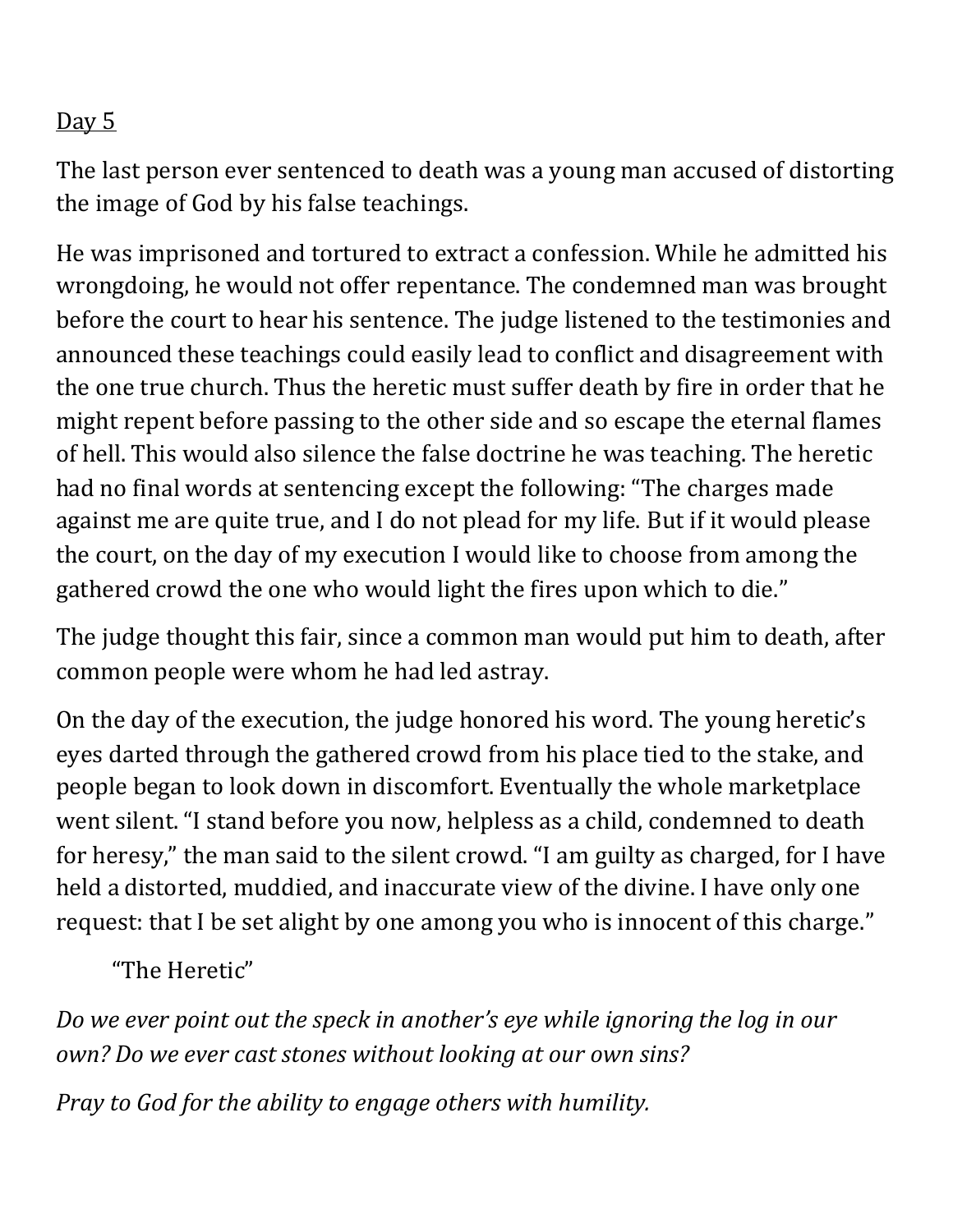<u>Day 5</u>

The last person ever sentenced to death was a young man accused of distorting the image of God by his false teachings.

He was imprisoned and tortured to extract a confession. While he admitted his wrongdoing, he would not offer repentance. The condemned man was brought before the court to hear his sentence. The judge listened to the testimonies and announced these teachings could easily lead to conflict and disagreement with the one true church. Thus the heretic must suffer death by fire in order that he might repent before passing to the other side and so escape the eternal flames of hell. This would also silence the false doctrine he was teaching. The heretic had no final words at sentencing except the following: "The charges made against me are quite true, and I do not plead for my life. But if it would please the court, on the day of my execution I would like to choose from among the gathered crowd the one who would light the fires upon which to die."

The judge thought this fair, since a common man would put him to death, after common people were whom he had led astray.

On the day of the execution, the judge honored his word. The young heretic's eyes darted through the gathered crowd from his place tied to the stake, and people began to look down in discomfort. Eventually the whole marketplace went silent. "I stand before you now, helpless as a child, condemned to death for heresy," the man said to the silent crowd. "I am guilty as charged, for I have held a distorted, muddied, and inaccurate view of the divine. I have only one request: that I be set alight by one among you who is innocent of this charge."

"The Heretic"

*Do we ever point out the speck in another's eye while ignoring the log in our own? Do we ever cast stones without looking at our own sins?*

*Pray to God for the ability to engage others with humility.*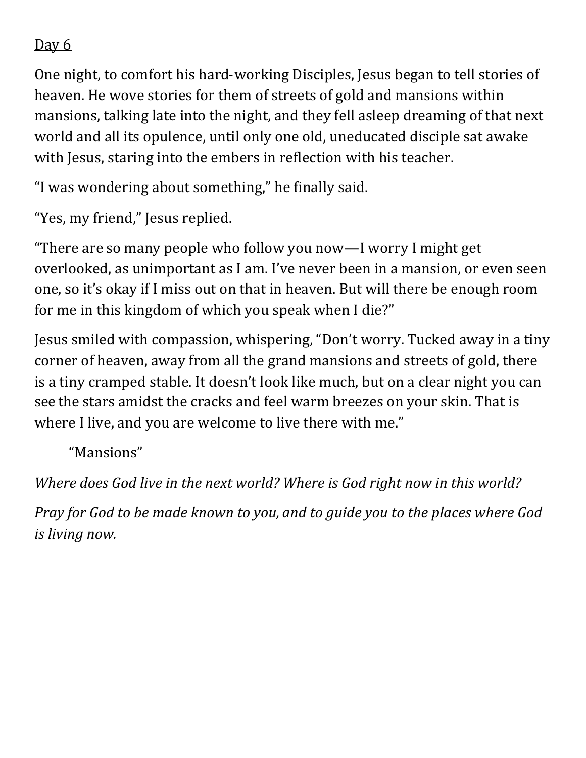Day 6

One night, to comfort his hard-working Disciples, Jesus began to tell stories of heaven. He wove stories for them of streets of gold and mansions within mansions, talking late into the night, and they fell asleep dreaming of that next world and all its opulence, until only one old, uneducated disciple sat awake with Jesus, staring into the embers in reflection with his teacher.

"I was wondering about something," he finally said.

"Yes, my friend," Jesus replied.

"There are so many people who follow you now—I worry I might get overlooked, as unimportant as I am. I've never been in a mansion, or even seen one, so it's okay if I miss out on that in heaven. But will there be enough room for me in this kingdom of which you speak when I die?"

Jesus smiled with compassion, whispering, "Don't worry. Tucked away in a tiny corner of heaven, away from all the grand mansions and streets of gold, there is a tiny cramped stable. It doesn't look like much, but on a clear night you can see the stars amidst the cracks and feel warm breezes on your skin. That is where I live, and you are welcome to live there with me."

"Mansions"

*Where does God live in the next world? Where is God right now in this world?*

*Pray for God to be made known to you, and to guide you to the places where God is living now.*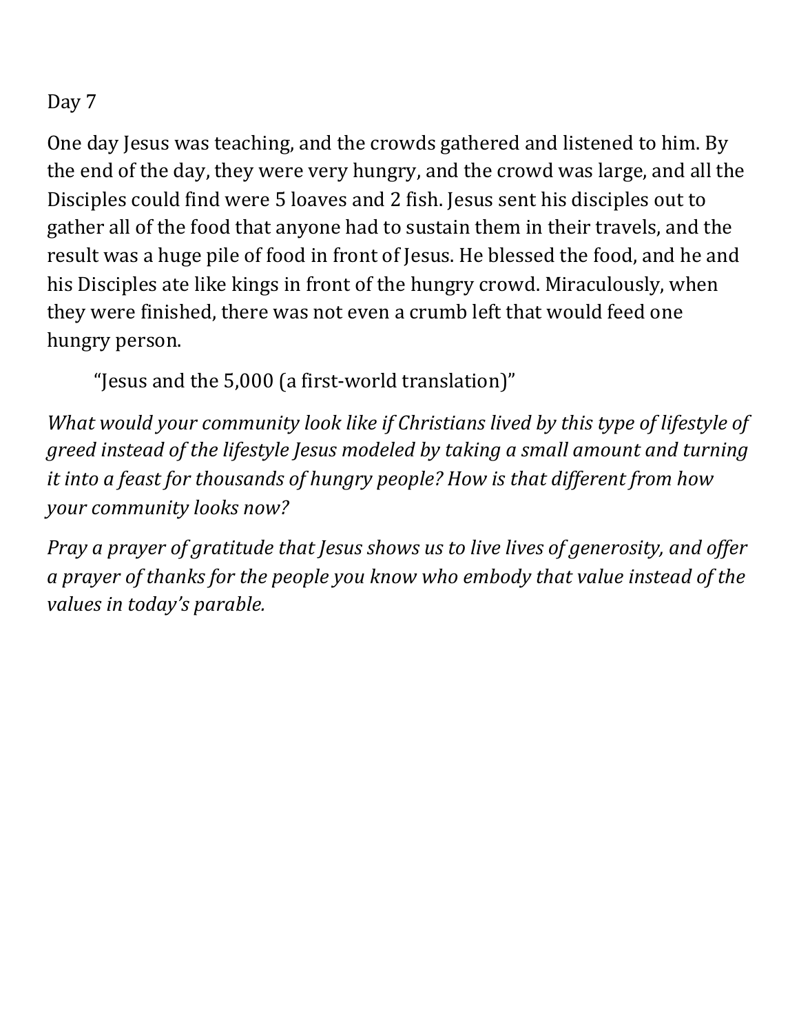Day 7

One day Jesus was teaching, and the crowds gathered and listened to him. By the end of the day, they were very hungry, and the crowd was large, and all the Disciples could find were 5 loaves and 2 fish. Jesus sent his disciples out to gather all of the food that anyone had to sustain them in their travels, and the result was a huge pile of food in front of Jesus. He blessed the food, and he and his Disciples ate like kings in front of the hungry crowd. Miraculously, when they were finished, there was not even a crumb left that would feed one hungry person.

"Jesus and the 5,000 (a first-world translation)"

*What would your community look like if Christians lived by this type of lifestyle of greed instead of the lifestyle Jesus modeled by taking a small amount and turning it into a feast for thousands of hungry people? How is that different from how your community looks now?*

*Pray a prayer of gratitude that Jesus shows us to live lives of generosity, and offer a prayer of thanks for the people you know who embody that value instead of the values in today's parable.*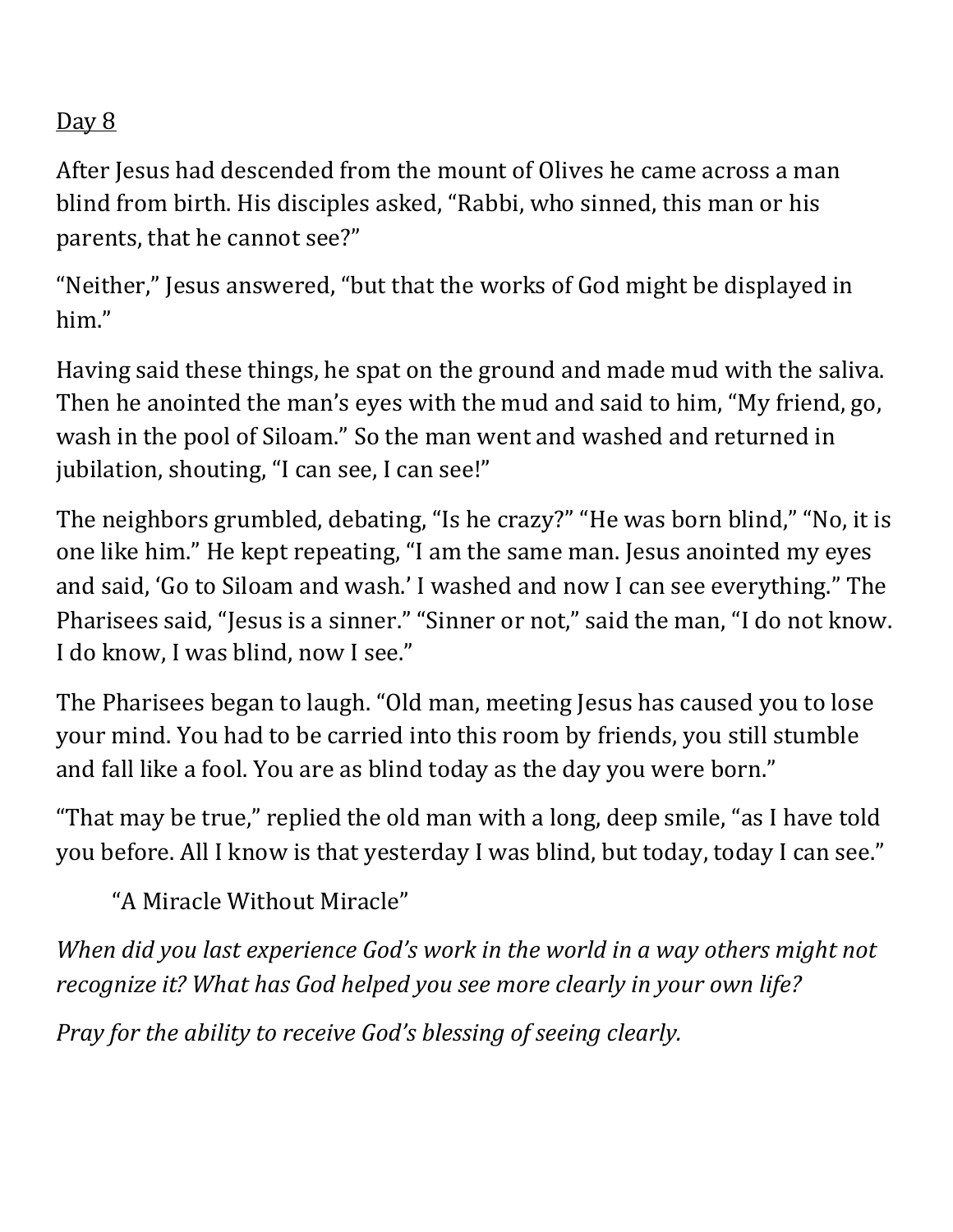Day 8

After Jesus had descended from the mount of Olives he came across a man blind from birth. His disciples asked, "Rabbi, who sinned, this man or his parents, that he cannot see?"

"Neither," Jesus answered, "but that the works of God might be displayed in him."

Having said these things, he spat on the ground and made mud with the saliva. Then he anointed the man's eyes with the mud and said to him, "My friend, go, wash in the pool of Siloam." So the man went and washed and returned in jubilation, shouting, "I can see, I can see!"

The neighbors grumbled, debating, "Is he crazy?" "He was born blind," "No, it is one like him." He kept repeating, "I am the same man. Jesus anointed my eyes and said, 'Go to Siloam and wash.' I washed and now I can see everything." The Pharisees said, "Jesus is a sinner." "Sinner or not," said the man, "I do not know. I do know, I was blind, now I see."

The Pharisees began to laugh. "Old man, meeting Jesus has caused you to lose your mind. You had to be carried into this room by friends, you still stumble and fall like a fool. You are as blind today as the day you were born."

"That may be true," replied the old man with a long, deep smile, "as I have told you before. All I know is that yesterday I was blind, but today, today I can see."

"A Miracle Without Miracle"

*When did you last experience God's work in the world in a way others might not recognize it? What has God helped you see more clearly in your own life?*

*Pray for the ability to receive God's blessing of seeing clearly.*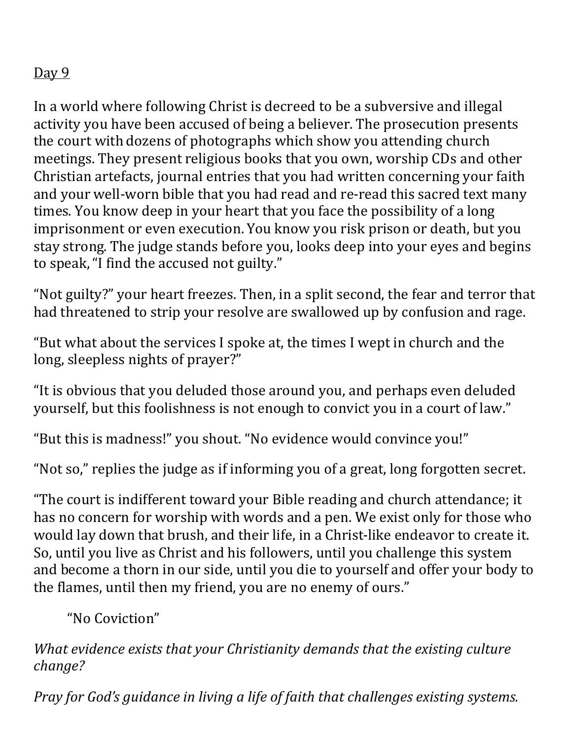Day 9

In a world where following Christ is decreed to be a subversive and illegal activity you have been accused of being a believer. The prosecution presents the court with dozens of photographs which show you attending church meetings. They present religious books that you own, worship CDs and other Christian artefacts, journal entries that you had written concerning your faith and your well-worn bible that you had read and re-read this sacred text many times. You know deep in your heart that you face the possibility of a long imprisonment or even execution. You know you risk prison or death, but you stay strong. The judge stands before you, looks deep into your eyes and begins to speak, "I find the accused not guilty."

"Not guilty?" your heart freezes. Then, in a split second, the fear and terror that had threatened to strip your resolve are swallowed up by confusion and rage.

"But what about the services I spoke at, the times I wept in church and the long, sleepless nights of prayer?"

"It is obvious that you deluded those around you, and perhaps even deluded yourself, but this foolishness is not enough to convict you in a court of law."

"But this is madness!" you shout. "No evidence would convince you!"

"Not so," replies the judge as if informing you of a great, long forgotten secret.

"The court is indifferent toward your Bible reading and church attendance; it has no concern for worship with words and a pen. We exist only for those who would lay down that brush, and their life, in a Christ-like endeavor to create it. So, until you live as Christ and his followers, until you challenge this system and become a thorn in our side, until you die to yourself and offer your body to the flames, until then my friend, you are no enemy of ours."

"No Coviction"

*What evidence exists that your Christianity demands that the existing culture change?*

*Pray for God's guidance in living a life of faith that challenges existing systems.*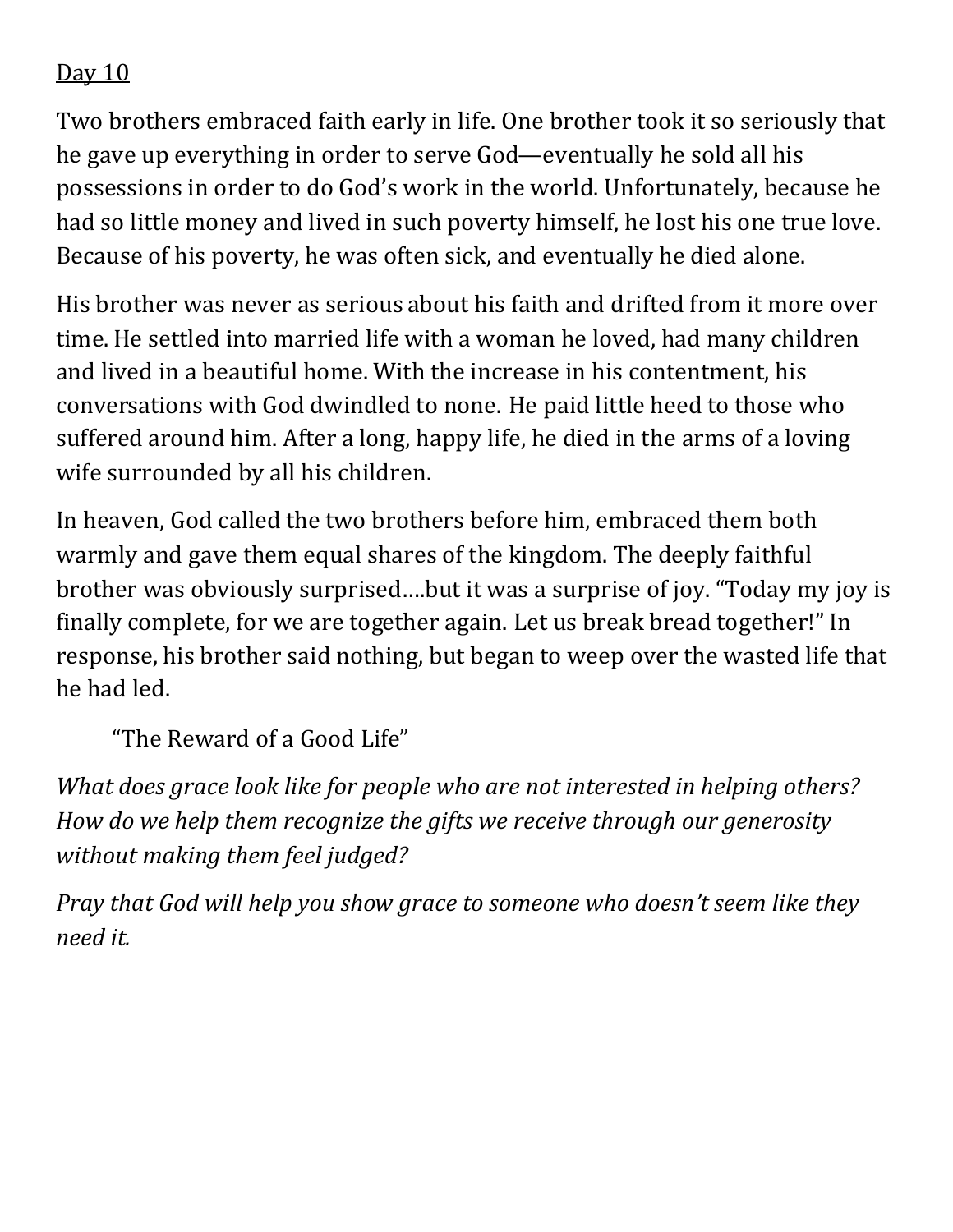Day 10

Two brothers embraced faith early in life. One brother took it so seriously that he gave up everything in order to serve God—eventually he sold all his possessions in order to do God's work in the world. Unfortunately, because he had so little money and lived in such poverty himself, he lost his one true love. Because of his poverty, he was often sick, and eventually he died alone.

His brother was never as serious about his faith and drifted from it more over time. He settled into married life with a woman he loved, had many children and lived in a beautiful home. With the increase in his contentment, his conversations with God dwindled to none. He paid little heed to those who suffered around him. After a long, happy life, he died in the arms of a loving wife surrounded by all his children.

In heaven, God called the two brothers before him, embraced them both warmly and gave them equal shares of the kingdom. The deeply faithful brother was obviously surprised….but it was a surprise of joy. "Today my joy is finally complete, for we are together again. Let us break bread together!" In response, his brother said nothing, but began to weep over the wasted life that he had led.

"The Reward of a Good Life"

*What does grace look like for people who are not interested in helping others? How do we help them recognize the gifts we receive through our generosity without making them feel judged?*

*Pray that God will help you show grace to someone who doesn't seem like they need it.*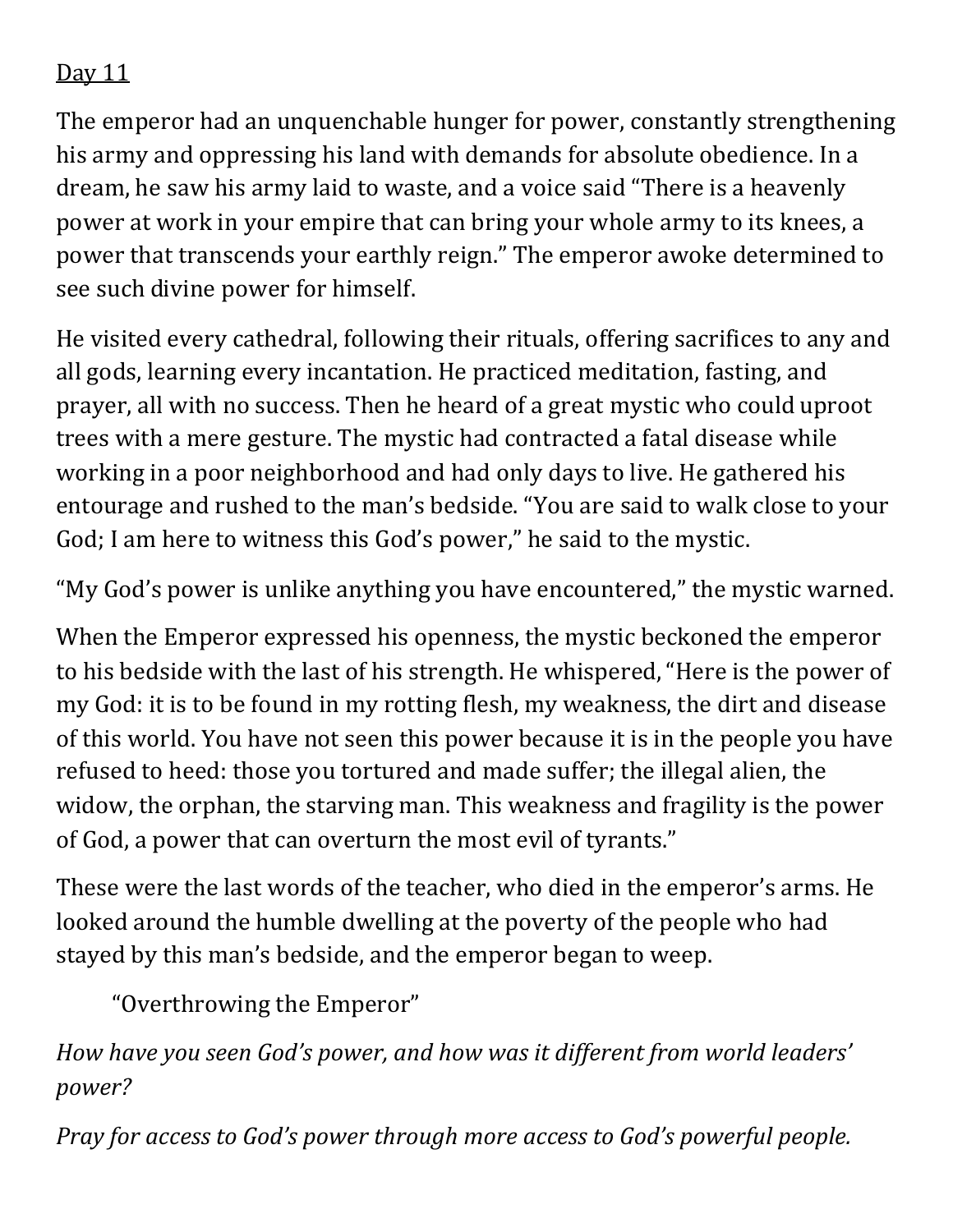Day 11

The emperor had an unquenchable hunger for power, constantly strengthening his army and oppressing his land with demands for absolute obedience. In a dream, he saw his army laid to waste, and a voice said "There is a heavenly power at work in your empire that can bring your whole army to its knees, a power that transcends your earthly reign." The emperor awoke determined to see such divine power for himself.

He visited every cathedral, following their rituals, offering sacrifices to any and all gods, learning every incantation. He practiced meditation, fasting, and prayer, all with no success. Then he heard of a great mystic who could uproot trees with a mere gesture. The mystic had contracted a fatal disease while working in a poor neighborhood and had only days to live. He gathered his entourage and rushed to the man's bedside. "You are said to walk close to your God; I am here to witness this God's power," he said to the mystic.

"My God's power is unlike anything you have encountered," the mystic warned.

When the Emperor expressed his openness, the mystic beckoned the emperor to his bedside with the last of his strength. He whispered, "Here is the power of my God: it is to be found in my rotting flesh, my weakness, the dirt and disease of this world. You have not seen this power because it is in the people you have refused to heed: those you tortured and made suffer; the illegal alien, the widow, the orphan, the starving man. This weakness and fragility is the power of God, a power that can overturn the most evil of tyrants."

These were the last words of the teacher, who died in the emperor's arms. He looked around the humble dwelling at the poverty of the people who had stayed by this man's bedside, and the emperor began to weep.

"Overthrowing the Emperor"

*How have you seen God's power, and how was it different from world leaders' power?*

*Pray for access to God's power through more access to God's powerful people.*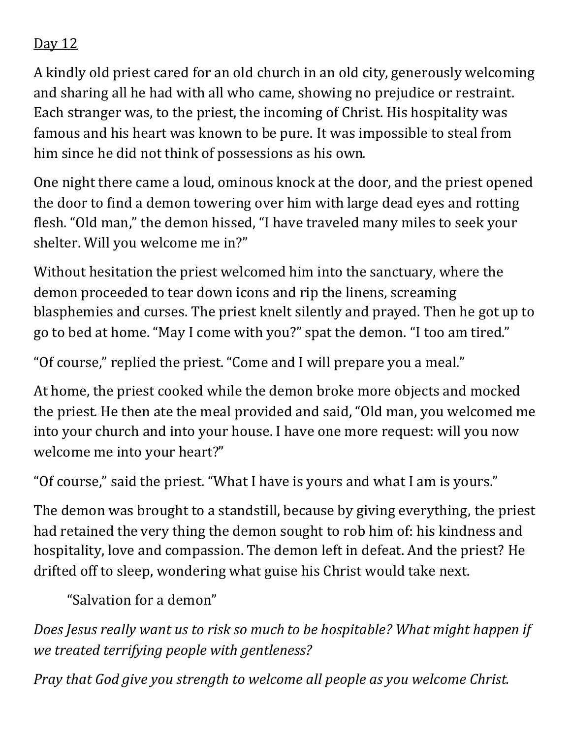Day 12

A kindly old priest cared for an old church in an old city, generously welcoming and sharing all he had with all who came, showing no prejudice or restraint. Each stranger was, to the priest, the incoming of Christ. His hospitality was famous and his heart was known to be pure. It was impossible to steal from him since he did not think of possessions as his own.

One night there came a loud, ominous knock at the door, and the priest opened the door to find a demon towering over him with large dead eyes and rotting flesh. “Old man,” the demon hissed, “I have traveled many miles to seek your shelter. Will you welcome me in?”

Without hesitation the priest welcomed him into the sanctuary, where the demon proceeded to tear down icons and rip the linens, screaming blasphemies and curses. The priest knelt silently and prayed. Then he got up to go to bed at home. “May I come with you?” spat the demon. “I too am tired.”

“Of course,” replied the priest. “Come and I will prepare you a meal.”

At home, the priest cooked while the demon broke more objects and mocked the priest. He then ate the meal provided and said, “Old man, you welcomed me into your church and into your house. I have one more request: will you now welcome me into your heart?”

“Of course,” said the priest. “What I have is yours and what I am is yours.”

The demon was brought to a standstill, because by giving everything, the priest had retained the very thing the demon sought to rob him of: his kindness and hospitality, love and compassion. The demon left in defeat. And the priest? He drifted off to sleep, wondering what guise his Christ would take next.

“Salvation for a demon”

*Does Jesus really want us to risk so much to be hospitable? What might happen if we treated terrifying people with gentleness?*

*Pray that God give you strength to welcome all people as you welcome Christ.*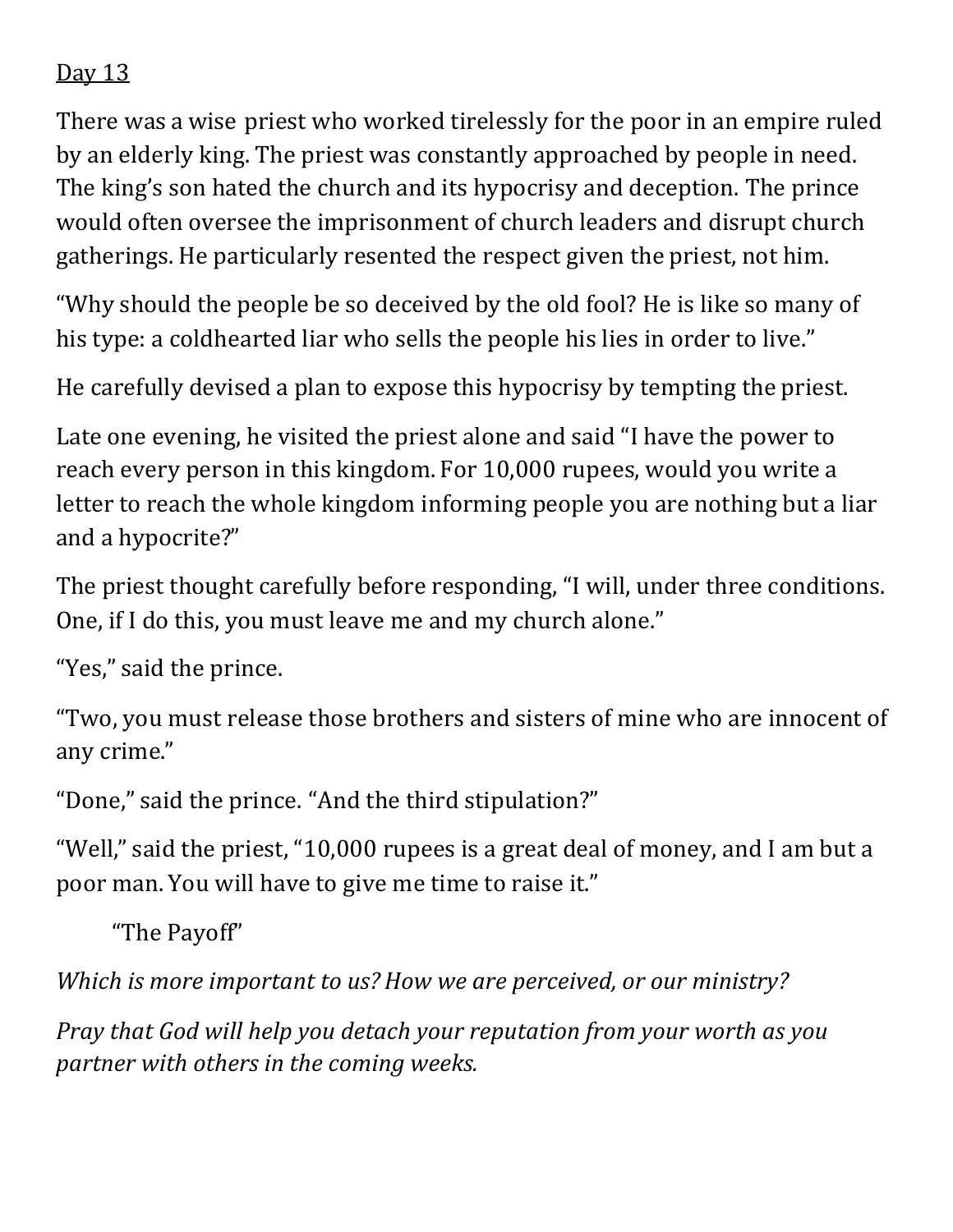Day 13

There was a wise priest who worked tirelessly for the poor in an empire ruled by an elderly king. The priest was constantly approached by people in need. The king's son hated the church and its hypocrisy and deception. The prince would often oversee the imprisonment of church leaders and disrupt church gatherings. He particularly resented the respect given the priest, not him.

"Why should the people be so deceived by the old fool? He is like so many of his type: a coldhearted liar who sells the people his lies in order to live."

He carefully devised a plan to expose this hypocrisy by tempting the priest.

Late one evening, he visited the priest alone and said "I have the power to reach every person in this kingdom. For 10,000 rupees, would you write a letter to reach the whole kingdom informing people you are nothing but a liar and a hypocrite?"

The priest thought carefully before responding, "I will, under three conditions. One, if I do this, you must leave me and my church alone."

"Yes," said the prince.

"Two, you must release those brothers and sisters of mine who are innocent of any crime."

"Done," said the prince. "And the third stipulation?"

"Well," said the priest, "10,000 rupees is a great deal of money, and I am but a poor man. You will have to give me time to raise it."

"The Payoff"

*Which is more important to us? How we are perceived, or our ministry?*

*Pray that God will help you detach your reputation from your worth as you partner with others in the coming weeks.*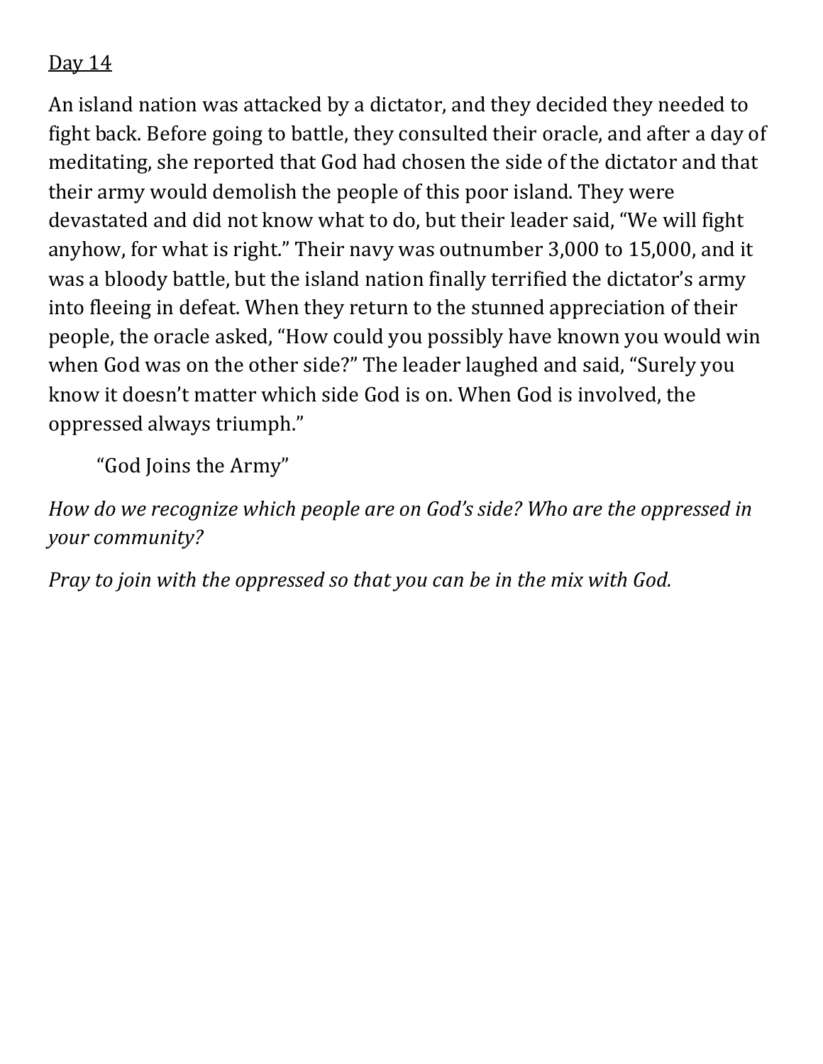<u>Day 14</u>

An island nation was attacked by a dictator, and they decided they needed to fight back. Before going to battle, they consulted their oracle, and after a day of meditating, she reported that God had chosen the side of the dictator and that their army would demolish the people of this poor island. They were devastated and did not know what to do, but their leader said, "We will fight anyhow, for what is right." Their navy was outnumber 3,000 to 15,000, and it was a bloody battle, but the island nation finally terrified the dictator's army into fleeing in defeat. When they return to the stunned appreciation of their people, the oracle asked, "How could you possibly have known you would win when God was on the other side?" The leader laughed and said, "Surely you know it doesn't matter which side God is on. When God is involved, the oppressed always triumph."

"God Joins the Army"

*How do we recognize which people are on God's side? Who are the oppressed in your community?*

*Pray to join with the oppressed so that you can be in the mix with God.*